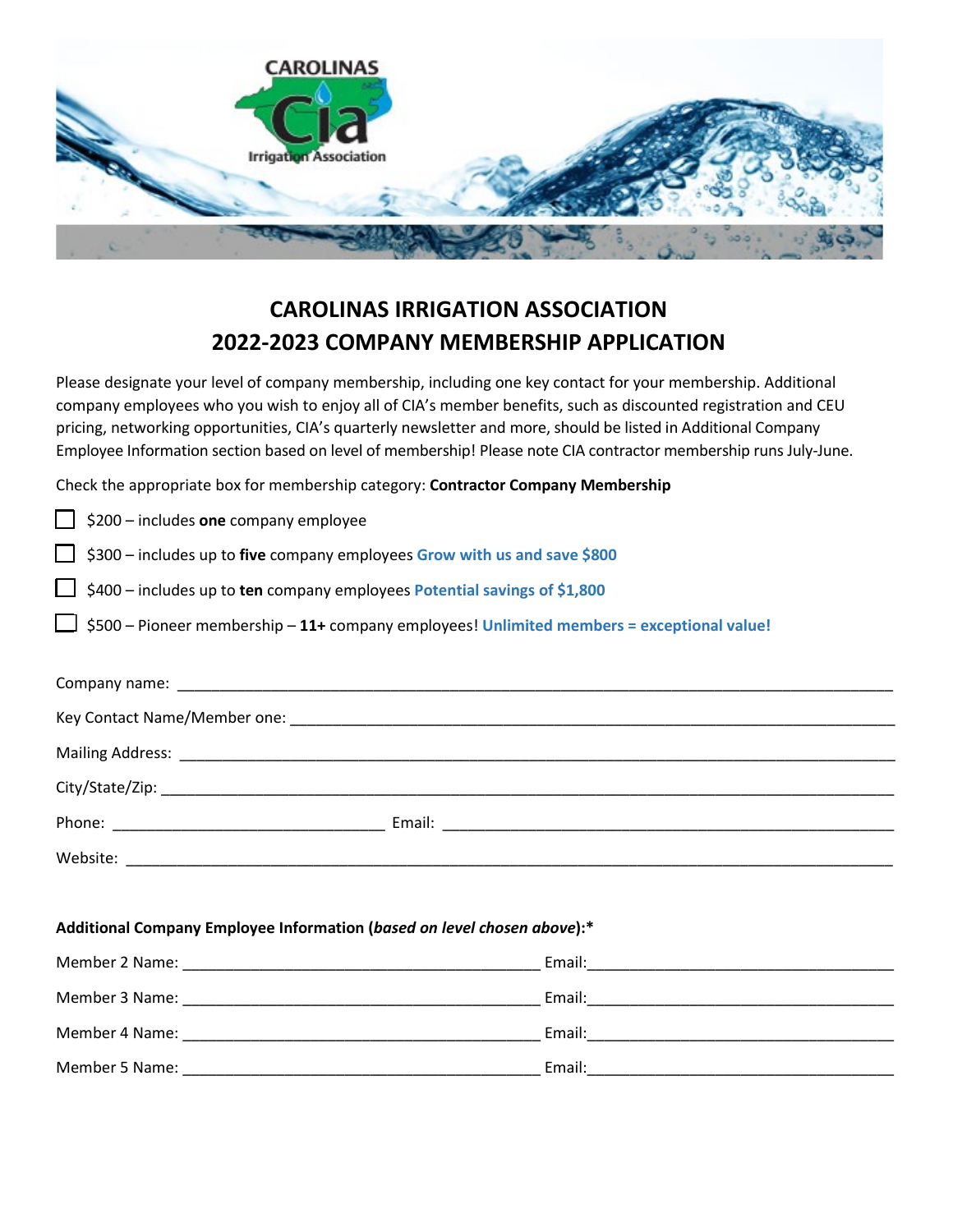# CAROLINAS IRRIGATION ASSOCIATION
# 2022-2023 COMPANY MEMBERSHIP APPLICATION

Please designate your level of company membership, including one key contact for your membership. Additional company employees who you wish to enjoy all of CIA's member benefits, such as discounted registration and CEU pricing, networking opportunities, CIA's quarterly newsletter and more, should be listed in Additional Company Employee Information section based on level of membership! Please note CIA contractor membership runs July-June.

Check the appropriate box for membership category: **Contractor Company Membership**

- ☐ $200 – includes **one** company employee
- ☐ $300 – includes up to **five** company employees **Grow with us and save $800**
- ☐ $400 – includes up to **ten** company employees **Potential savings of $1,800**
- ☐ $500 – Pioneer membership – **11+** company employees! **Unlimited members = exceptional value!**

Company name: ______________________________________________

Key Contact Name/Member one: ______________________________________________

Mailing Address: ______________________________________________

City/State/Zip: ______________________________________________

Phone: ______________________ Email: ______________________________

Website: ______________________________________________

**Additional Company Employee Information (*based on level chosen above*):***

Member 2 Name: ______________________ Email: ______________________

Member 3 Name: ______________________ Email: ______________________

Member 4 Name: ______________________ Email: ______________________

Member 5 Name: ______________________ Email: ______________________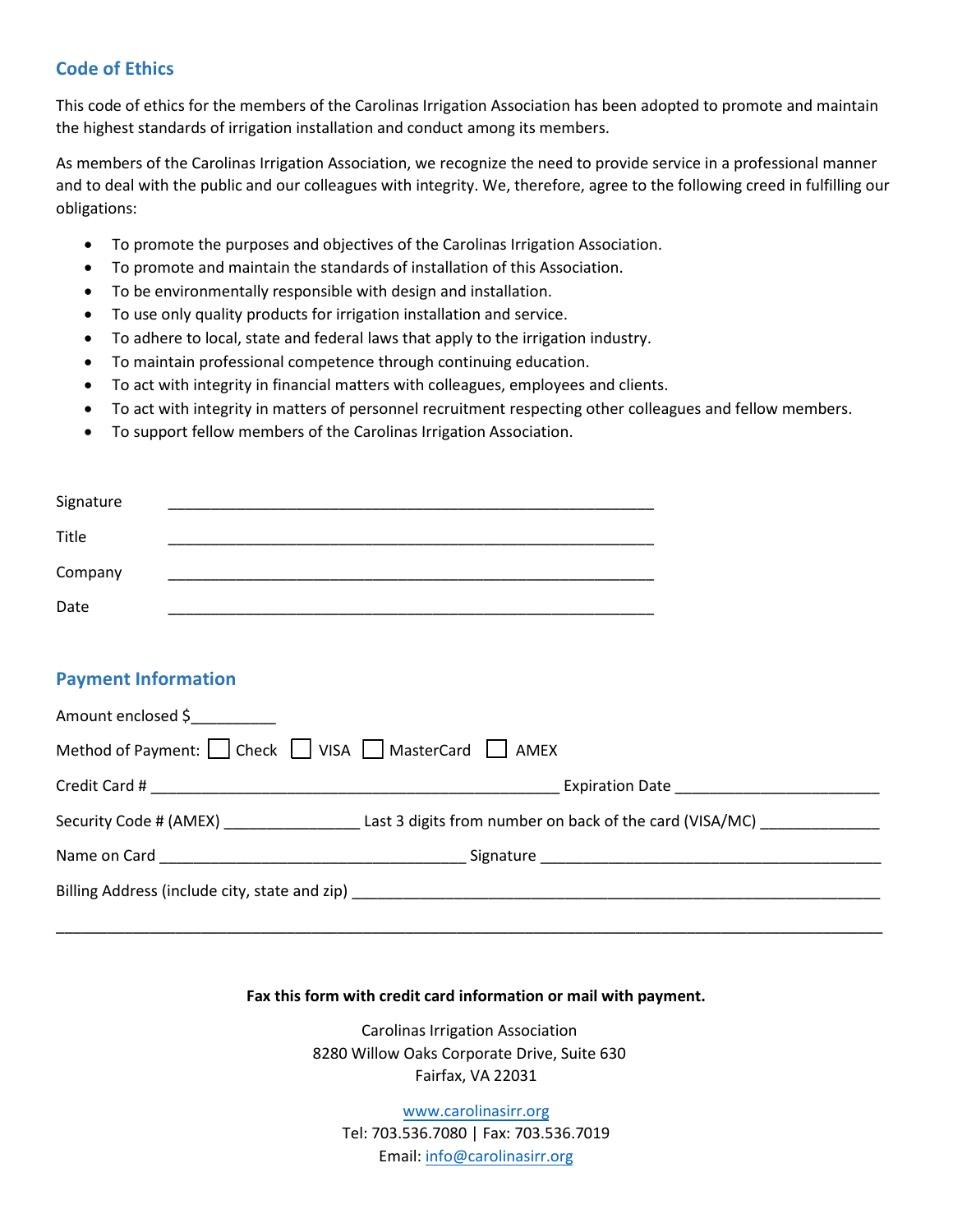## Code of Ethics

This code of ethics for the members of the Carolinas Irrigation Association has been adopted to promote and maintain the highest standards of irrigation installation and conduct among its members.

As members of the Carolinas Irrigation Association, we recognize the need to provide service in a professional manner and to deal with the public and our colleagues with integrity. We, therefore, agree to the following creed in fulfilling our obligations:

- To promote the purposes and objectives of the Carolinas Irrigation Association.
- To promote and maintain the standards of installation of this Association.
- To be environmentally responsible with design and installation.
- To use only quality products for irrigation installation and service.
- To adhere to local, state and federal laws that apply to the irrigation industry.
- To maintain professional competence through continuing education.
- To act with integrity in financial matters with colleagues, employees and clients.
- To act with integrity in matters of personnel recruitment respecting other colleagues and fellow members.
- To support fellow members of the Carolinas Irrigation Association.

Signature ________________________________________________

Title ________________________________________________

Company ________________________________________________

Date ________________________________________________

## Payment Information

Amount enclosed $__________

Method of Payment: ☐ Check ☐ VISA ☐ MasterCard ☐ AMEX

Credit Card # ________________________________________________ Expiration Date ________________________

Security Code # (AMEX) ________________ Last 3 digits from number on back of the card (VISA/MC) ______________

Name on Card ____________________________________ Signature ________________________________________

Billing Address (include city, state and zip) ______________________________________________________________

________________________________________________________________________________________________

**Fax this form with credit card information or mail with payment.**

Carolinas Irrigation Association
8280 Willow Oaks Corporate Drive, Suite 630
Fairfax, VA 22031

www.carolinasirr.org
Tel: 703.536.7080 | Fax: 703.536.7019
Email: info@carolinasirr.org